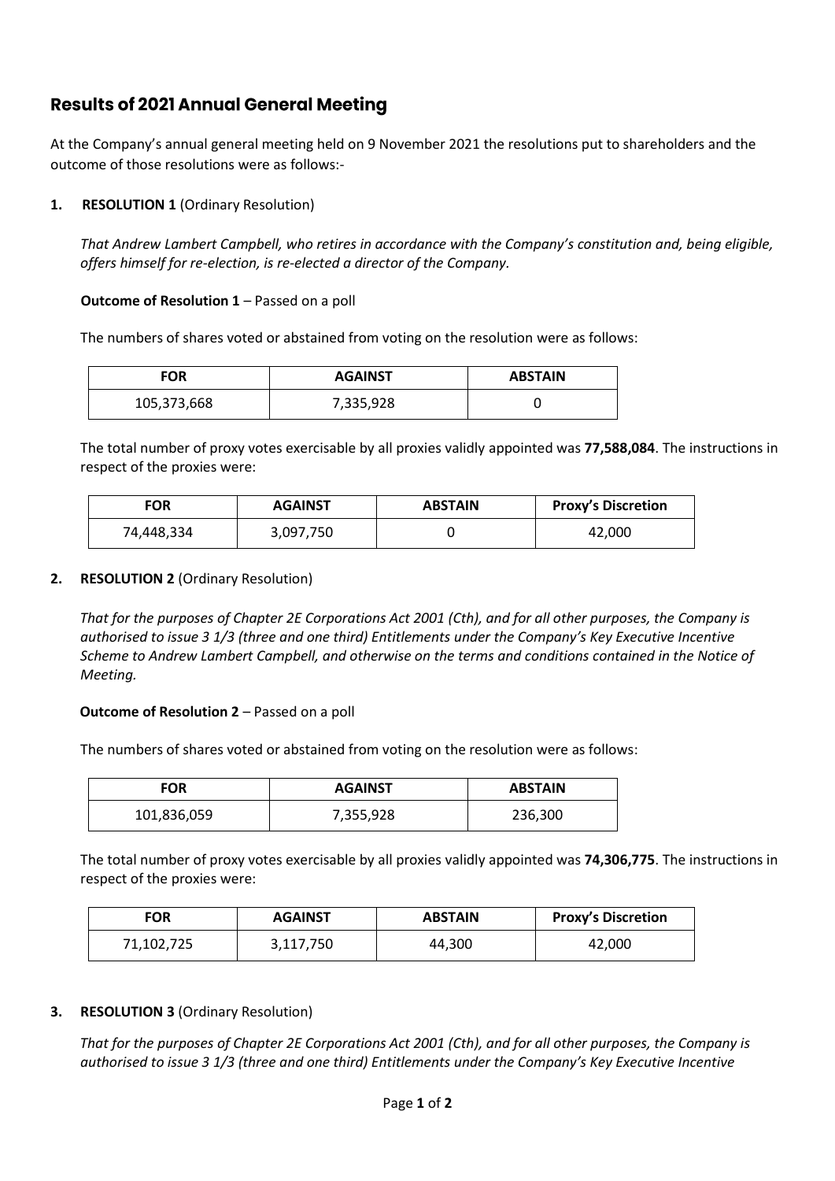## Results of 2021 Annual General Meeting

At the Company's annual general meeting held on 9 November 2021 the resolutions put to shareholders and the outcome of those resolutions were as follows:-

1. **RESOLUTION 1** (Ordinary Resolution)

   *That Andrew Lambert Campbell, who retires in accordance with the Company's constitution and, being eligible, offers himself for re-election, is re-elected a director of the Company.*

   **Outcome of Resolution 1** – Passed on a poll

   The numbers of shares voted or abstained from voting on the resolution were as follows:

| FOR | AGAINST | ABSTAIN |
|---|---|---|
| 105,373,668 | 7,335,928 | 0 |

   The total number of proxy votes exercisable by all proxies validly appointed was **77,588,084**. The instructions in respect of the proxies were:

| FOR | AGAINST | ABSTAIN | Proxy's Discretion |
|---|---|---|---|
| 74,448,334 | 3,097,750 | 0 | 42,000 |

2. **RESOLUTION 2** (Ordinary Resolution)

   *That for the purposes of Chapter 2E Corporations Act 2001 (Cth), and for all other purposes, the Company is authorised to issue 3 1/3 (three and one third) Entitlements under the Company's Key Executive Incentive Scheme to Andrew Lambert Campbell, and otherwise on the terms and conditions contained in the Notice of Meeting.*

   **Outcome of Resolution 2** – Passed on a poll

   The numbers of shares voted or abstained from voting on the resolution were as follows:

| FOR | AGAINST | ABSTAIN |
|---|---|---|
| 101,836,059 | 7,355,928 | 236,300 |

   The total number of proxy votes exercisable by all proxies validly appointed was **74,306,775**. The instructions in respect of the proxies were:

| FOR | AGAINST | ABSTAIN | Proxy's Discretion |
|---|---|---|---|
| 71,102,725 | 3,117,750 | 44,300 | 42,000 |

3. **RESOLUTION 3** (Ordinary Resolution)

   *That for the purposes of Chapter 2E Corporations Act 2001 (Cth), and for all other purposes, the Company is authorised to issue 3 1/3 (three and one third) Entitlements under the Company's Key Executive Incentive*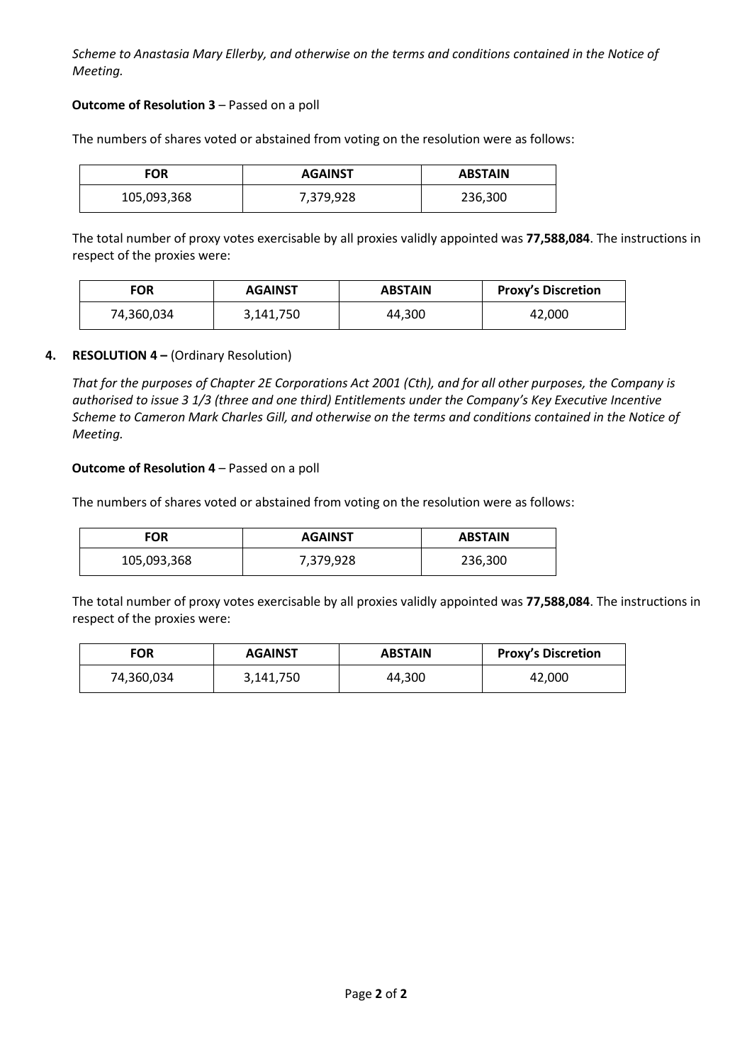*Scheme to Anastasia Mary Ellerby, and otherwise on the terms and conditions contained in the Notice of Meeting.*

**Outcome of Resolution 3** – Passed on a poll

The numbers of shares voted or abstained from voting on the resolution were as follows:

| FOR | AGAINST | ABSTAIN |
|---|---|---|
| 105,093,368 | 7,379,928 | 236,300 |

The total number of proxy votes exercisable by all proxies validly appointed was **77,588,084**. The instructions in respect of the proxies were:

| FOR | AGAINST | ABSTAIN | Proxy's Discretion |
|---|---|---|---|
| 74,360,034 | 3,141,750 | 44,300 | 42,000 |

**4. RESOLUTION 4 –** (Ordinary Resolution)

*That for the purposes of Chapter 2E Corporations Act 2001 (Cth), and for all other purposes, the Company is authorised to issue 3 1/3 (three and one third) Entitlements under the Company's Key Executive Incentive Scheme to Cameron Mark Charles Gill, and otherwise on the terms and conditions contained in the Notice of Meeting.*

**Outcome of Resolution 4** – Passed on a poll

The numbers of shares voted or abstained from voting on the resolution were as follows:

| FOR | AGAINST | ABSTAIN |
|---|---|---|
| 105,093,368 | 7,379,928 | 236,300 |

The total number of proxy votes exercisable by all proxies validly appointed was **77,588,084**. The instructions in respect of the proxies were:

| FOR | AGAINST | ABSTAIN | Proxy's Discretion |
|---|---|---|---|
| 74,360,034 | 3,141,750 | 44,300 | 42,000 |